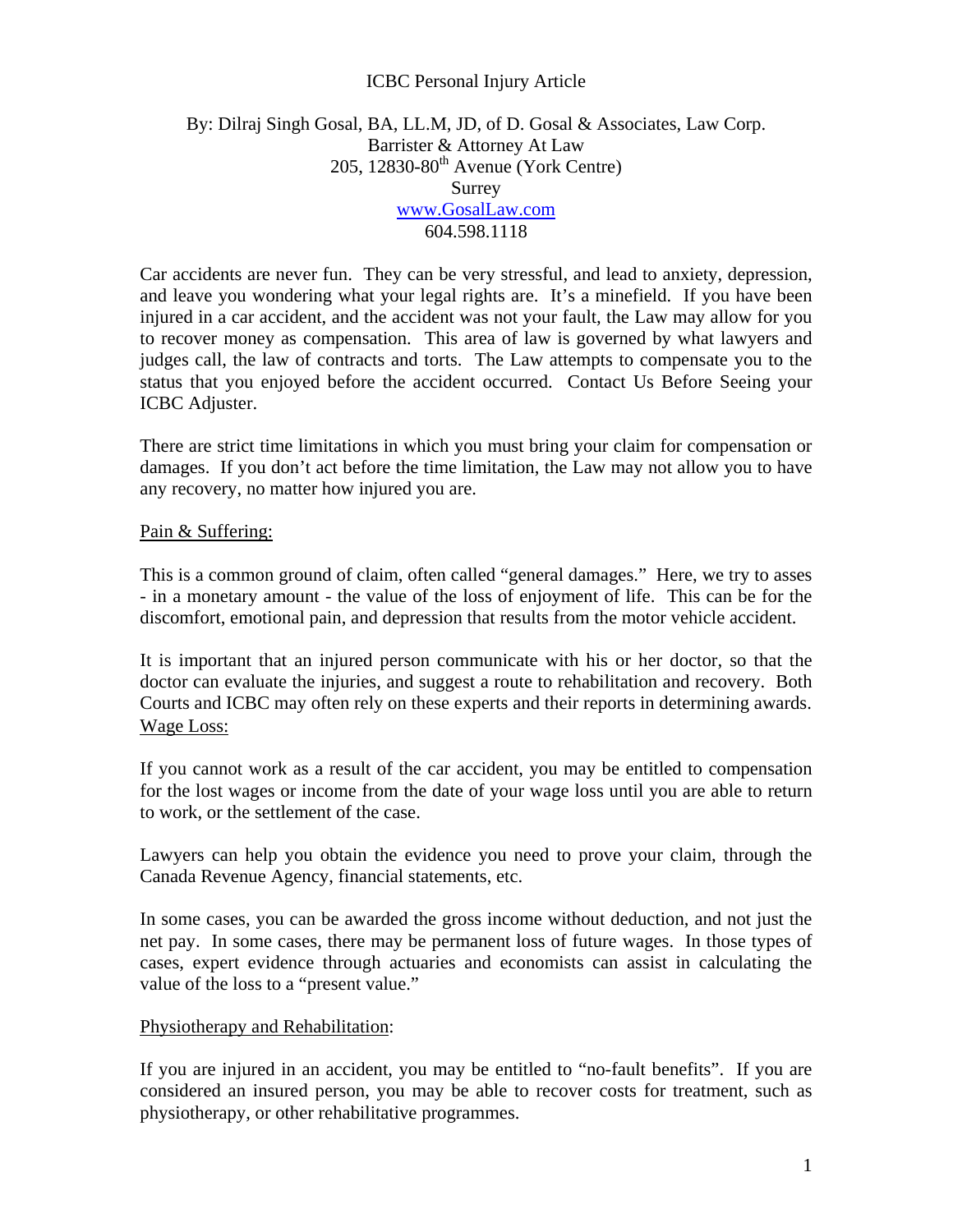# ICBC Personal Injury Article

By: Dilraj Singh Gosal, BA, LL.M, JD, of D. Gosal & Associates, Law Corp.
Barrister & Attorney At Law
205, 12830-80th Avenue (York Centre)
Surrey
www.GosalLaw.com
604.598.1118

Car accidents are never fun. They can be very stressful, and lead to anxiety, depression, and leave you wondering what your legal rights are. It's a minefield. If you have been injured in a car accident, and the accident was not your fault, the Law may allow for you to recover money as compensation. This area of law is governed by what lawyers and judges call, the law of contracts and torts. The Law attempts to compensate you to the status that you enjoyed before the accident occurred. Contact Us Before Seeing your ICBC Adjuster.

There are strict time limitations in which you must bring your claim for compensation or damages. If you don't act before the time limitation, the Law may not allow you to have any recovery, no matter how injured you are.

## Pain & Suffering:

This is a common ground of claim, often called "general damages." Here, we try to asses - in a monetary amount - the value of the loss of enjoyment of life. This can be for the discomfort, emotional pain, and depression that results from the motor vehicle accident.

It is important that an injured person communicate with his or her doctor, so that the doctor can evaluate the injuries, and suggest a route to rehabilitation and recovery. Both Courts and ICBC may often rely on these experts and their reports in determining awards.

## Wage Loss:

If you cannot work as a result of the car accident, you may be entitled to compensation for the lost wages or income from the date of your wage loss until you are able to return to work, or the settlement of the case.

Lawyers can help you obtain the evidence you need to prove your claim, through the Canada Revenue Agency, financial statements, etc.

In some cases, you can be awarded the gross income without deduction, and not just the net pay. In some cases, there may be permanent loss of future wages. In those types of cases, expert evidence through actuaries and economists can assist in calculating the value of the loss to a "present value."

## Physiotherapy and Rehabilitation:

If you are injured in an accident, you may be entitled to "no-fault benefits". If you are considered an insured person, you may be able to recover costs for treatment, such as physiotherapy, or other rehabilitative programmes.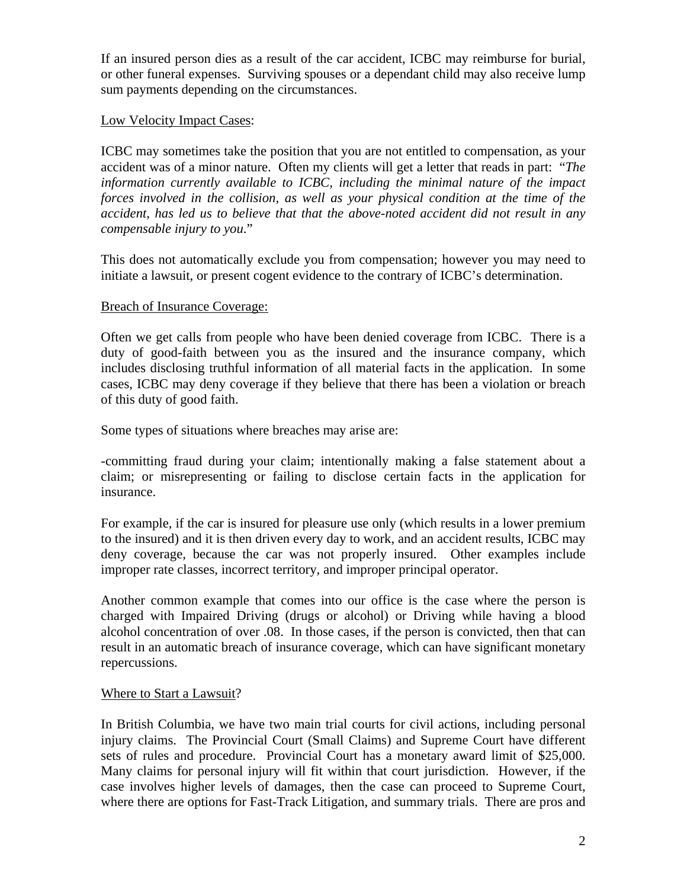If an insured person dies as a result of the car accident, ICBC may reimburse for burial, or other funeral expenses. Surviving spouses or a dependant child may also receive lump sum payments depending on the circumstances.

<u>Low Velocity Impact Cases</u>:

ICBC may sometimes take the position that you are not entitled to compensation, as your accident was of a minor nature. Often my clients will get a letter that reads in part: "*The information currently available to ICBC, including the minimal nature of the impact forces involved in the collision, as well as your physical condition at the time of the accident, has led us to believe that that the above-noted accident did not result in any compensable injury to you*."

This does not automatically exclude you from compensation; however you may need to initiate a lawsuit, or present cogent evidence to the contrary of ICBC's determination.

<u>Breach of Insurance Coverage:</u>

Often we get calls from people who have been denied coverage from ICBC. There is a duty of good-faith between you as the insured and the insurance company, which includes disclosing truthful information of all material facts in the application. In some cases, ICBC may deny coverage if they believe that there has been a violation or breach of this duty of good faith.

Some types of situations where breaches may arise are:

-committing fraud during your claim; intentionally making a false statement about a claim; or misrepresenting or failing to disclose certain facts in the application for insurance.

For example, if the car is insured for pleasure use only (which results in a lower premium to the insured) and it is then driven every day to work, and an accident results, ICBC may deny coverage, because the car was not properly insured. Other examples include improper rate classes, incorrect territory, and improper principal operator.

Another common example that comes into our office is the case where the person is charged with Impaired Driving (drugs or alcohol) or Driving while having a blood alcohol concentration of over .08. In those cases, if the person is convicted, then that can result in an automatic breach of insurance coverage, which can have significant monetary repercussions.

<u>Where to Start a Lawsuit</u>?

In British Columbia, we have two main trial courts for civil actions, including personal injury claims. The Provincial Court (Small Claims) and Supreme Court have different sets of rules and procedure. Provincial Court has a monetary award limit of $25,000. Many claims for personal injury will fit within that court jurisdiction. However, if the case involves higher levels of damages, then the case can proceed to Supreme Court, where there are options for Fast-Track Litigation, and summary trials. There are pros and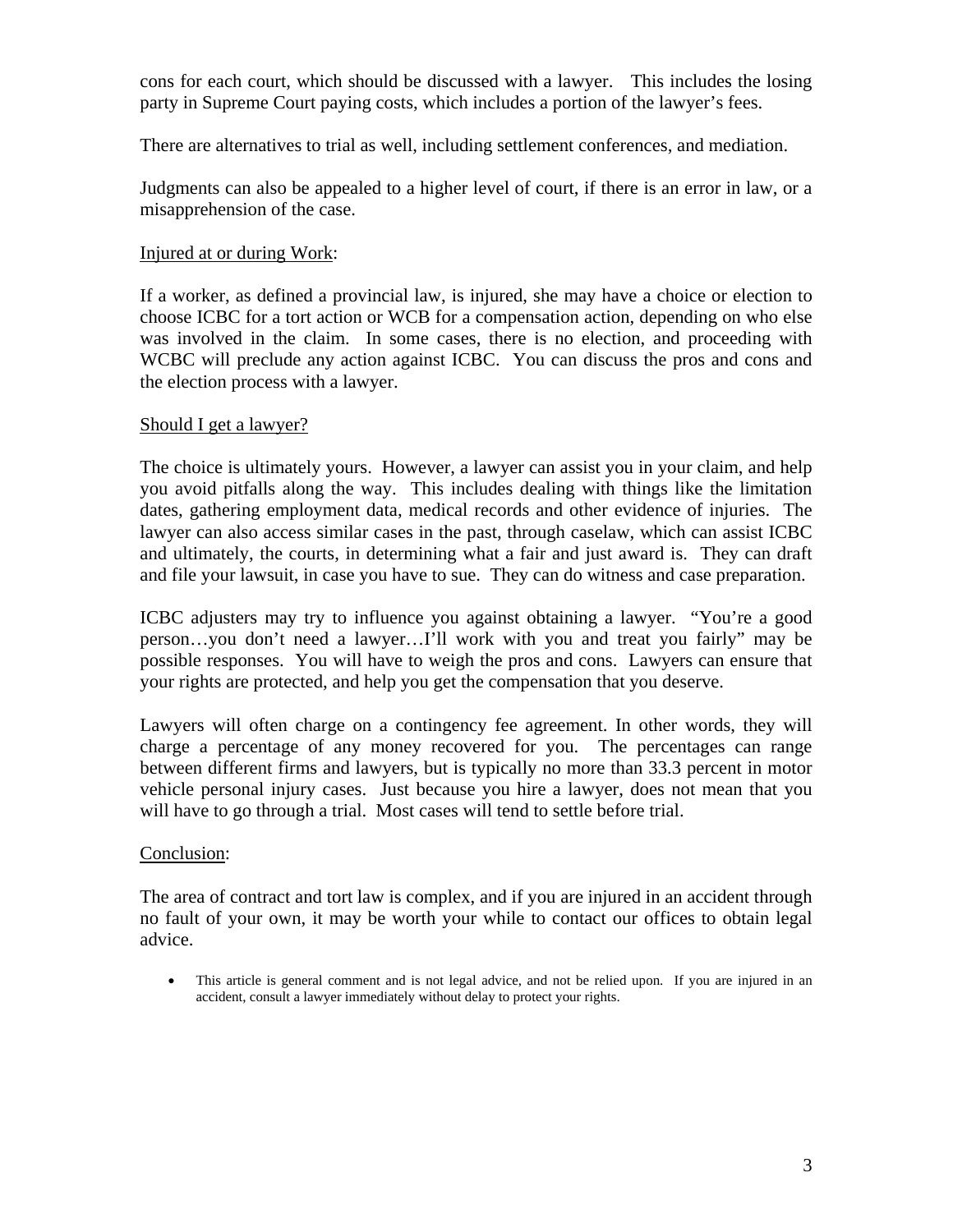cons for each court, which should be discussed with a lawyer. This includes the losing party in Supreme Court paying costs, which includes a portion of the lawyer's fees.

There are alternatives to trial as well, including settlement conferences, and mediation.

Judgments can also be appealed to a higher level of court, if there is an error in law, or a misapprehension of the case.

<u>Injured at or during Work</u>:

If a worker, as defined a provincial law, is injured, she may have a choice or election to choose ICBC for a tort action or WCB for a compensation action, depending on who else was involved in the claim. In some cases, there is no election, and proceeding with WCBC will preclude any action against ICBC. You can discuss the pros and cons and the election process with a lawyer.

<u>Should I get a lawyer?</u>

The choice is ultimately yours. However, a lawyer can assist you in your claim, and help you avoid pitfalls along the way. This includes dealing with things like the limitation dates, gathering employment data, medical records and other evidence of injuries. The lawyer can also access similar cases in the past, through caselaw, which can assist ICBC and ultimately, the courts, in determining what a fair and just award is. They can draft and file your lawsuit, in case you have to sue. They can do witness and case preparation.

ICBC adjusters may try to influence you against obtaining a lawyer. "You're a good person…you don't need a lawyer…I'll work with you and treat you fairly" may be possible responses. You will have to weigh the pros and cons. Lawyers can ensure that your rights are protected, and help you get the compensation that you deserve.

Lawyers will often charge on a contingency fee agreement. In other words, they will charge a percentage of any money recovered for you. The percentages can range between different firms and lawyers, but is typically no more than 33.3 percent in motor vehicle personal injury cases. Just because you hire a lawyer, does not mean that you will have to go through a trial. Most cases will tend to settle before trial.

<u>Conclusion</u>:

The area of contract and tort law is complex, and if you are injured in an accident through no fault of your own, it may be worth your while to contact our offices to obtain legal advice.

- This article is general comment and is not legal advice, and not be relied upon. If you are injured in an accident, consult a lawyer immediately without delay to protect your rights.